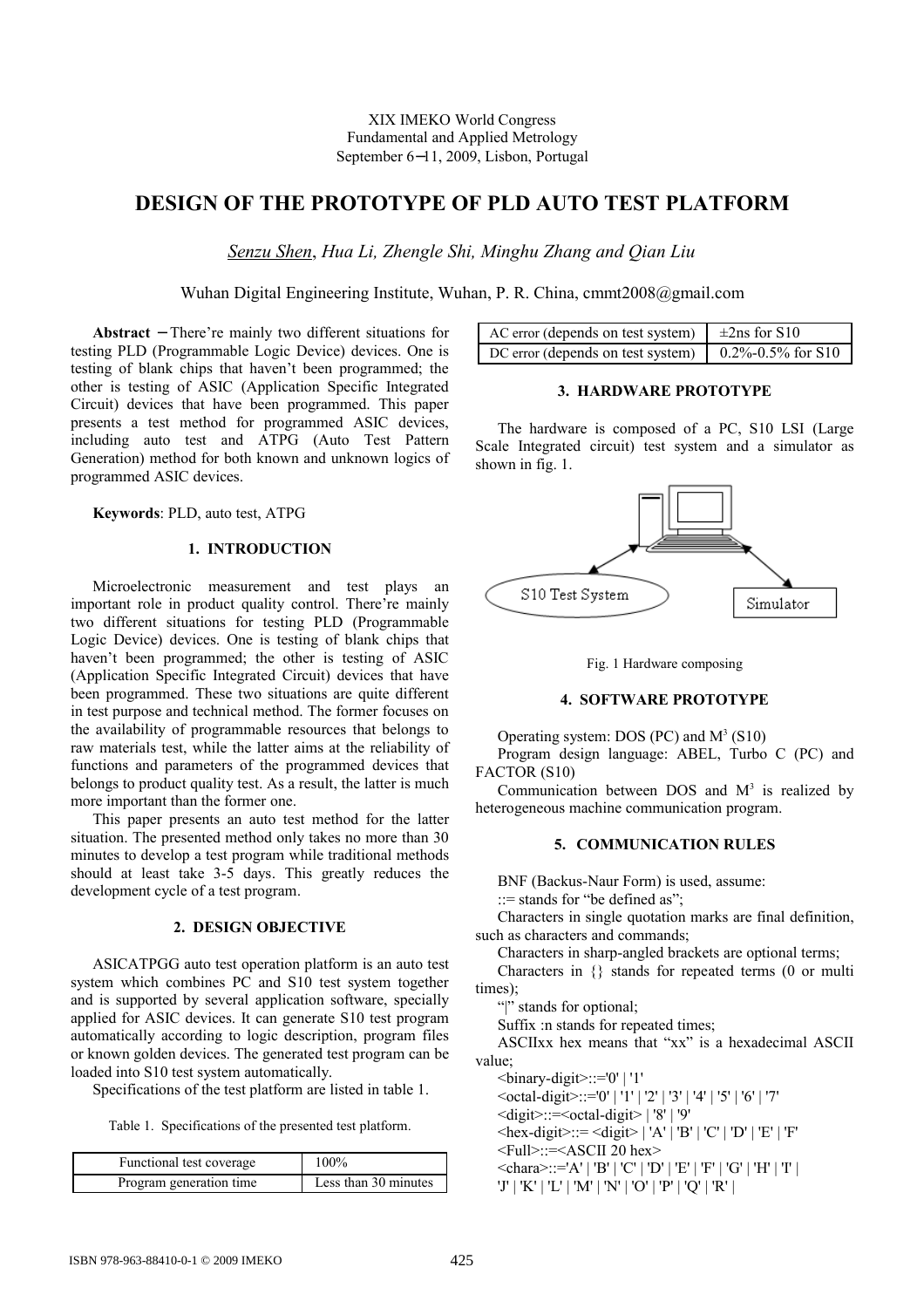XIX IMEKO World Congress
Fundamental and Applied Metrology
September 6−11, 2009, Lisbon, Portugal

# DESIGN OF THE PROTOTYPE OF PLD AUTO TEST PLATFORM

*Senzu Shen, Hua Li, Zhengle Shi, Minghu Zhang and Qian Liu*

Wuhan Digital Engineering Institute, Wuhan, P. R. China, cmmt2008@gmail.com

**Abstract** − There're mainly two different situations for testing PLD (Programmable Logic Device) devices. One is testing of blank chips that haven't been programmed; the other is testing of ASIC (Application Specific Integrated Circuit) devices that have been programmed. This paper presents a test method for programmed ASIC devices, including auto test and ATPG (Auto Test Pattern Generation) method for both known and unknown logics of programmed ASIC devices.

**Keywords**: PLD, auto test, ATPG

## 1. INTRODUCTION

Microelectronic measurement and test plays an important role in product quality control. There're mainly two different situations for testing PLD (Programmable Logic Device) devices. One is testing of blank chips that haven't been programmed; the other is testing of ASIC (Application Specific Integrated Circuit) devices that have been programmed. These two situations are quite different in test purpose and technical method. The former focuses on the availability of programmable resources that belongs to raw materials test, while the latter aims at the reliability of functions and parameters of the programmed devices that belongs to product quality test. As a result, the latter is much more important than the former one.

This paper presents an auto test method for the latter situation. The presented method only takes no more than 30 minutes to develop a test program while traditional methods should at least take 3-5 days. This greatly reduces the development cycle of a test program.

## 2. DESIGN OBJECTIVE

ASICATPGG auto test operation platform is an auto test system which combines PC and S10 test system together and is supported by several application software, specially applied for ASIC devices. It can generate S10 test program automatically according to logic description, program files or known golden devices. The generated test program can be loaded into S10 test system automatically.

Specifications of the test platform are listed in table 1.

Table 1. Specifications of the presented test platform.

| | |
|---|---|
| Functional test coverage | 100% |
| Program generation time | Less than 30 minutes |
| AC error (depends on test system) | ±2ns for S10 |
| DC error (depends on test system) | 0.2%-0.5% for S10 |

## 3. HARDWARE PROTOTYPE

The hardware is composed of a PC, S10 LSI (Large Scale Integrated circuit) test system and a simulator as shown in fig. 1.

Fig. 1 Hardware composing

## 4. SOFTWARE PROTOTYPE

Operating system: DOS (PC) and $M^3$ (S10)

Program design language: ABEL, Turbo C (PC) and FACTOR (S10)

Communication between DOS and $M^3$ is realized by heterogeneous machine communication program.

## 5. COMMUNICATION RULES

BNF (Backus-Naur Form) is used, assume:

::= stands for "be defined as";

Characters in single quotation marks are final definition, such as characters and commands;

Characters in sharp-angled brackets are optional terms;

Characters in {} stands for repeated terms (0 or multi times);

"|" stands for optional;

Suffix :n stands for repeated times;

ASCIIxx hex means that "xx" is a hexadecimal ASCII value;

<binary-digit>::='0' | '1'

<octal-digit>::='0' | '1' | '2' | '3' | '4' | '5' | '6' | '7'

<digit>::=<octal-digit> | '8' | '9'

<hex-digit>::= <digit> | 'A' | 'B' | 'C' | 'D' | 'E' | 'F'

<Full>::=<ASCII 20 hex>

<chara>::='A' | 'B' | 'C' | 'D' | 'E' | 'F' | 'G' | 'H' | 'I' | 'J' | 'K' | 'L' | 'M' | 'N' | 'O' | 'P' | 'Q' | 'R' |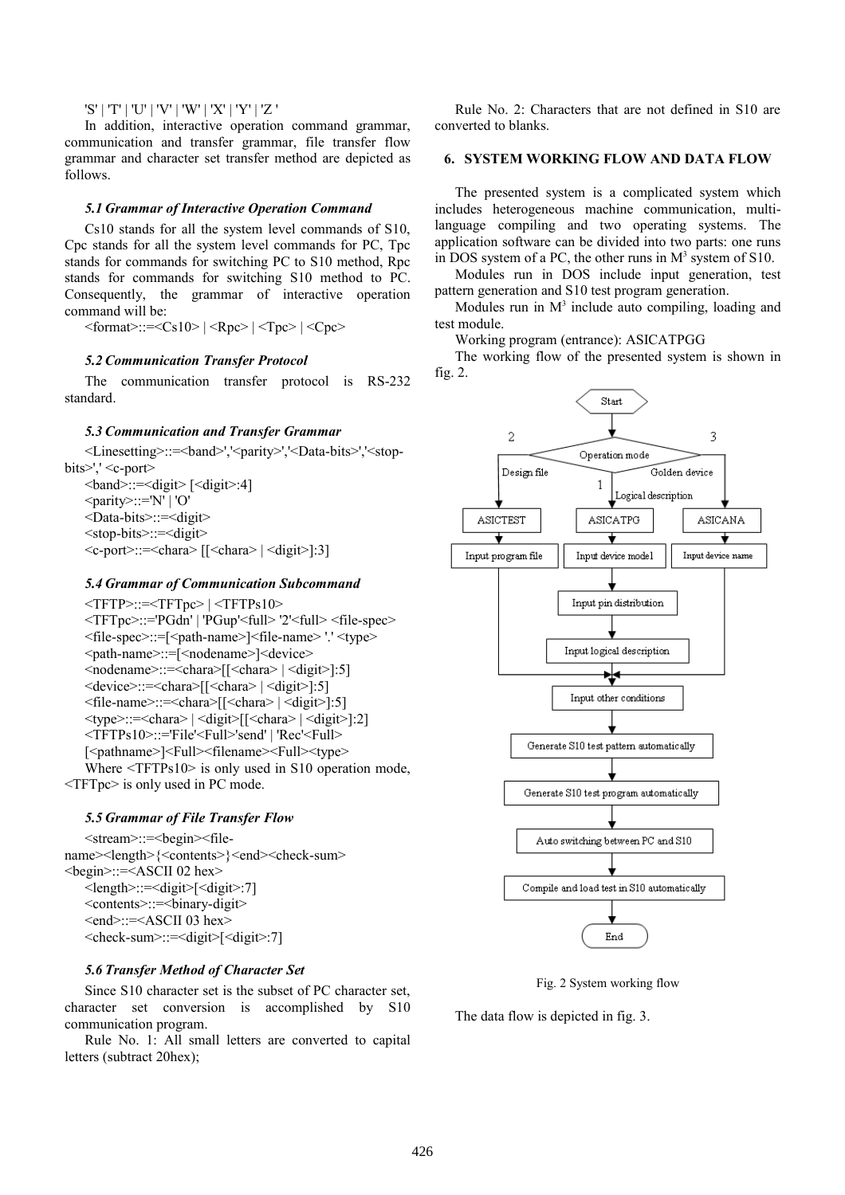'S' | 'T' | 'U' | 'V' | 'W' | 'X' | 'Y' | 'Z '

In addition, interactive operation command grammar, communication and transfer grammar, file transfer flow grammar and character set transfer method are depicted as follows.

### 5.1 Grammar of Interactive Operation Command

Cs10 stands for all the system level commands of S10, Cpc stands for all the system level commands for PC, Tpc stands for commands for switching PC to S10 method, Rpc stands for commands for switching S10 method to PC. Consequently, the grammar of interactive operation command will be:

<format>::=<Cs10> | <Rpc> | <Tpc> | <Cpc>

### 5.2 Communication Transfer Protocol

The communication transfer protocol is RS-232 standard.

### 5.3 Communication and Transfer Grammar

<Linesetting>::=<band>','<parity>','<Data-bits>','<stop-bits>',' <c-port>

<band>::=<digit> [<digit>:4]

<parity>::='N' | 'O'

<Data-bits>::=<digit>

<stop-bits>::=<digit>

<c-port>::=<chara> [[<chara> | <digit>]:3]

### 5.4 Grammar of Communication Subcommand

<TFTP>::=<TFTpc> | <TFTPs10>

<TFTpc>::='PGdn' | 'PGup'<full> '2'<full> <file-spec>

<file-spec>::=[<path-name>]<file-name> '.' <type>

<path-name>::=[<nodename>]<device>

<nodename>::=<chara>[[<chara> | <digit>]:5]

<device>::=<chara>[[<chara> | <digit>]:5]

<file-name>::=<chara>[[<chara> | <digit>]:5]

<type>::=<chara> | <digit>[[<chara> | <digit>]:2]

<TFTPs10>::='File'<Full>'send' | 'Rec'<Full> [<pathname>]<Full><filename><Full><type>

Where <TFTPs10> is only used in S10 operation mode, <TFTpc> is only used in PC mode.

### 5.5 Grammar of File Transfer Flow

<stream>::=<begin><file-name><length>{<contents>}<end><check-sum>

<begin>::=<ASCII 02 hex>

<length>::=<digit>[<digit>:7]

<contents>::=<binary-digit>

<end>::=<ASCII 03 hex>

<check-sum>::=<digit>[<digit>:7]

### 5.6 Transfer Method of Character Set

Since S10 character set is the subset of PC character set, character set conversion is accomplished by S10 communication program.

Rule No. 1: All small letters are converted to capital letters (subtract 20hex);

Rule No. 2: Characters that are not defined in S10 are converted to blanks.

## 6. SYSTEM WORKING FLOW AND DATA FLOW

The presented system is a complicated system which includes heterogeneous machine communication, multi-language compiling and two operating systems. The application software can be divided into two parts: one runs in DOS system of a PC, the other runs in $M^3$ system of S10.

Modules run in DOS include input generation, test pattern generation and S10 test program generation.

Modules run in $M^3$ include auto compiling, loading and test module.

Working program (entrance): ASICATPGG

The working flow of the presented system is shown in fig. 2.

Fig. 2 System working flow

The data flow is depicted in fig. 3.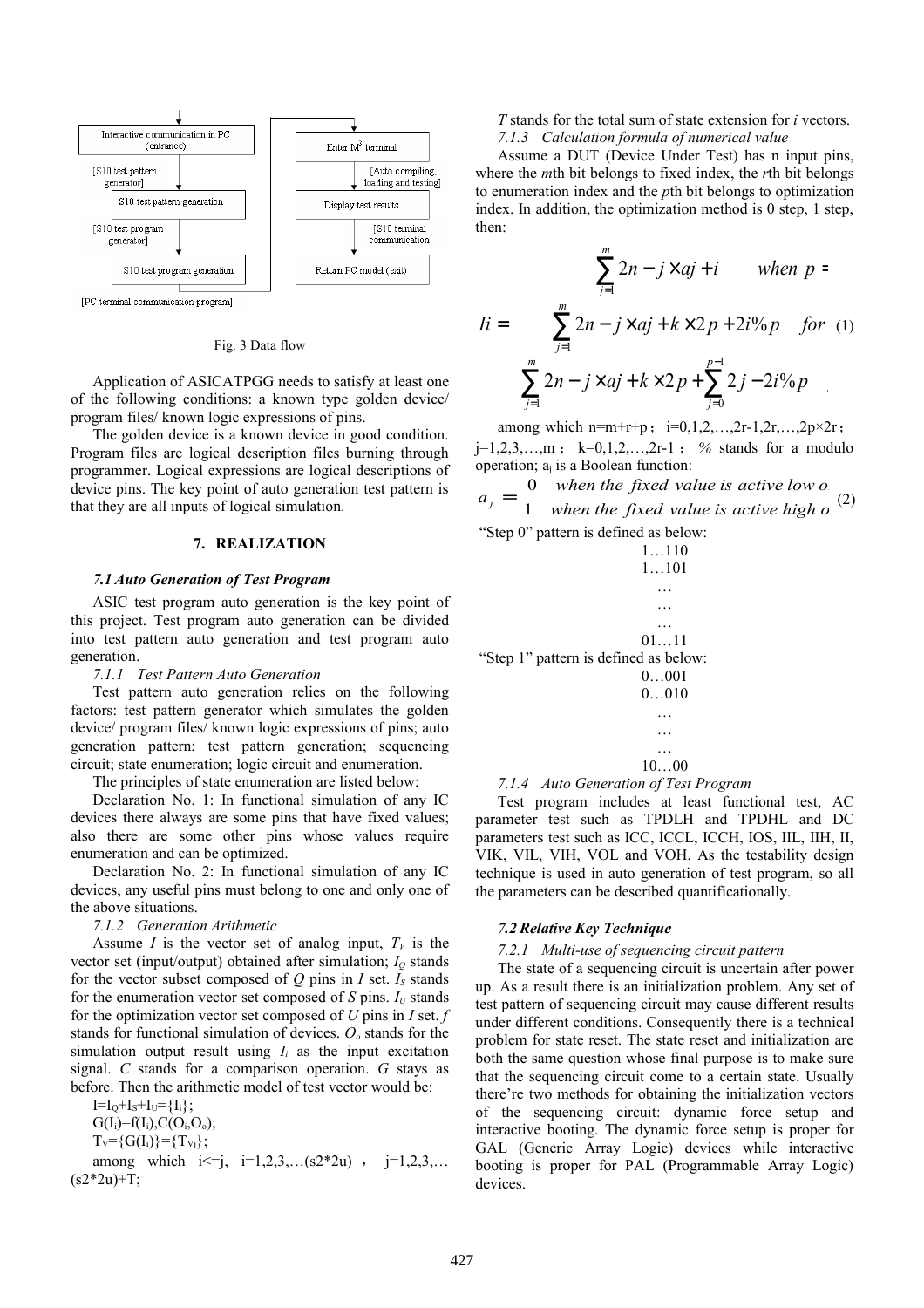Fig. 3 Data flow

Application of ASICATPGG needs to satisfy at least one of the following conditions: a known type golden device/ program files/ known logic expressions of pins.

The golden device is a known device in good condition. Program files are logical description files burning through programmer. Logical expressions are logical descriptions of device pins. The key point of auto generation test pattern is that they are all inputs of logical simulation.

## 7. REALIZATION

### *7.1 Auto Generation of Test Program*

ASIC test program auto generation is the key point of this project. Test program auto generation can be divided into test pattern auto generation and test program auto generation.

*7.1.1 Test Pattern Auto Generation*

Test pattern auto generation relies on the following factors: test pattern generator which simulates the golden device/ program files/ known logic expressions of pins; auto generation pattern; test pattern generation; sequencing circuit; state enumeration; logic circuit and enumeration.

The principles of state enumeration are listed below:

Declaration No. 1: In functional simulation of any IC devices there always are some pins that have fixed values; also there are some other pins whose values require enumeration and can be optimized.

Declaration No. 2: In functional simulation of any IC devices, any useful pins must belong to one and only one of the above situations.

*7.1.2 Generation Arithmetic*

Assume $I$ is the vector set of analog input, $T_V$ is the vector set (input/output) obtained after simulation; $I_Q$ stands for the vector subset composed of $Q$ pins in $I$ set. $I_S$ stands for the enumeration vector set composed of $S$ pins. $I_U$ stands for the optimization vector set composed of $U$ pins in $I$ set. $f$ stands for functional simulation of devices. $O_o$ stands for the simulation output result using $I_i$ as the input excitation signal. $C$ stands for a comparison operation. $G$ stays as before. Then the arithmetic model of test vector would be:

$I=I_Q+I_S+I_U=\{I_i\}$;

$G(I_i)=f(I_i),C(O_i,O_o)$;

$T_V=\{G(I_i)\}=\{T_{Vj}\}$;

among which $i<=j$, $i=1,2,3,\ldots(s2*2u)$, $j=1,2,3,\ldots(s2*2u)+T$;

$T$ stands for the total sum of state extension for $i$ vectors.

*7.1.3 Calculation formula of numerical value*

Assume a DUT (Device Under Test) has n input pins, where the $m$th bit belongs to fixed index, the $r$th bit belongs to enumeration index and the $p$th bit belongs to optimization index. In addition, the optimization method is 0 step, 1 step, then:

$$
Ii = \begin{cases} \sum_{j=1}^{m} 2n-j \times aj + i & when\ p = \\ \sum_{j=1}^{m} 2n-j \times aj + k \times 2p + 2i\%p & for \\ \sum_{j=1}^{m} 2n-j \times aj + k \times 2p + \sum_{j=0}^{p-1} 2j - 2i\%p & \end{cases} \quad (1)
$$

among which $n=m+r+p$; $i=0,1,2,\ldots,2r-1,2r,\ldots,2p\times 2r$; $j=1,2,3,\ldots,m$; $k=0,1,2,\ldots,2r-1$; $\%$ stands for a modulo operation; $a_j$ is a Boolean function:

$$
a_j = \begin{cases} 0 & when\ the\ fixed\ value\ is\ active\ low\ o \\ 1 & when\ the\ fixed\ value\ is\ active\ high\ o \end{cases} \quad (2)
$$

"Step 0" pattern is defined as below:

1…110
1…101
…
…
…
01…11

"Step 1" pattern is defined as below:

0…001
0…010
…
…
…
10…00

*7.1.4 Auto Generation of Test Program*

Test program includes at least functional test, AC parameter test such as TPDLH and TPDHL and DC parameters test such as ICC, ICCL, ICCH, IOS, IIL, IIH, II, VIK, VIL, VIH, VOL and VOH. As the testability design technique is used in auto generation of test program, so all the parameters can be described quantificationally.

### *7.2 Relative Key Technique*

*7.2.1 Multi-use of sequencing circuit pattern*

The state of a sequencing circuit is uncertain after power up. As a result there is an initialization problem. Any set of test pattern of sequencing circuit may cause different results under different conditions. Consequently there is a technical problem for state reset. The state reset and initialization are both the same question whose final purpose is to make sure that the sequencing circuit come to a certain state. Usually there're two methods for obtaining the initialization vectors of the sequencing circuit: dynamic force setup and interactive booting. The dynamic force setup is proper for GAL (Generic Array Logic) devices while interactive booting is proper for PAL (Programmable Array Logic) devices.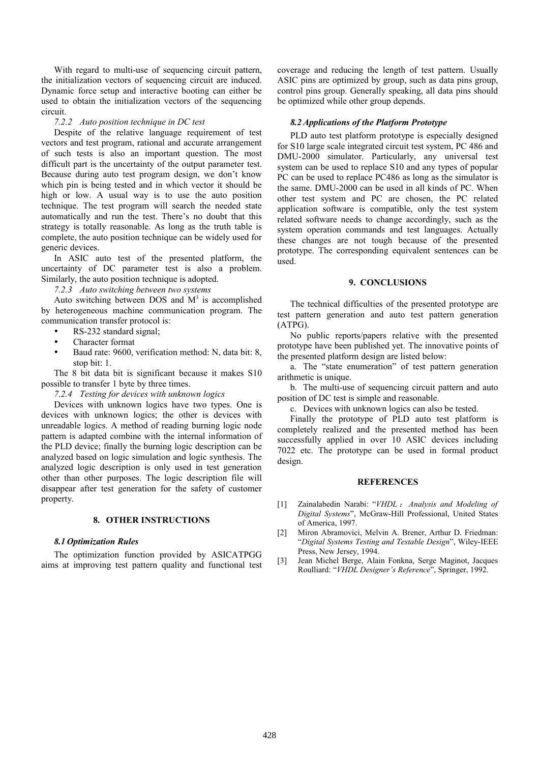With regard to multi-use of sequencing circuit pattern, the initialization vectors of sequencing circuit are induced. Dynamic force setup and interactive booting can either be used to obtain the initialization vectors of the sequencing circuit.

*7.2.2 Auto position technique in DC test*

Despite of the relative language requirement of test vectors and test program, rational and accurate arrangement of such tests is also an important question. The most difficult part is the uncertainty of the output parameter test. Because during auto test program design, we don't know which pin is being tested and in which vector it should be high or low. A usual way is to use the auto position technique. The test program will search the needed state automatically and run the test. There's no doubt that this strategy is totally reasonable. As long as the truth table is complete, the auto position technique can be widely used for generic devices.

In ASIC auto test of the presented platform, the uncertainty of DC parameter test is also a problem. Similarly, the auto position technique is adopted.

*7.2.3 Auto switching between two systems*

Auto switching between DOS and $M^3$ is accomplished by heterogeneous machine communication program. The communication transfer protocol is:

- RS-232 standard signal;
- Character format
- Baud rate: 9600, verification method: N, data bit: 8, stop bit: 1.

The 8 bit data bit is significant because it makes S10 possible to transfer 1 byte by three times.

*7.2.4 Testing for devices with unknown logics*

Devices with unknown logics have two types. One is devices with unknown logics; the other is devices with unreadable logics. A method of reading burning logic node pattern is adapted combine with the internal information of the PLD device; finally the burning logic description can be analyzed based on logic simulation and logic synthesis. The analyzed logic description is only used in test generation other than other purposes. The logic description file will disappear after test generation for the safety of customer property.

## 8. OTHER INSTRUCTIONS

### *8.1 Optimization Rules*

The optimization function provided by ASICATPGG aims at improving test pattern quality and functional test coverage and reducing the length of test pattern. Usually ASIC pins are optimized by group, such as data pins group, control pins group. Generally speaking, all data pins should be optimized while other group depends.

### *8.2 Applications of the Platform Prototype*

PLD auto test platform prototype is especially designed for S10 large scale integrated circuit test system, PC 486 and DMU-2000 simulator. Particularly, any universal test system can be used to replace S10 and any types of popular PC can be used to replace PC486 as long as the simulator is the same. DMU-2000 can be used in all kinds of PC. When other test system and PC are chosen, the PC related application software is compatible, only the test system related software needs to change accordingly, such as the system operation commands and test languages. Actually these changes are not tough because of the presented prototype. The corresponding equivalent sentences can be used.

## 9. CONCLUSIONS

The technical difficulties of the presented prototype are test pattern generation and auto test pattern generation (ATPG).

No public reports/papers relative with the presented prototype have been published yet. The innovative points of the presented platform design are listed below:

a. The "state enumeration" of test pattern generation arithmetic is unique.

b. The multi-use of sequencing circuit pattern and auto position of DC test is simple and reasonable.

c. Devices with unknown logics can also be tested.

Finally the prototype of PLD auto test platform is completely realized and the presented method has been successfully applied in over 10 ASIC devices including 7022 etc. The prototype can be used in formal product design.

## REFERENCES

[1] Zainalabedin Narabi: "*VHDL：Analysis and Modeling of Digital Systems*", McGraw-Hill Professional, United States of America, 1997.

[2] Miron Abramovici, Melvin A. Brener, Arthur D. Friedman: "*Digital Systems Testing and Testable Design*", Wiley-IEEE Press, New Jersey, 1994.

[3] Jean Michel Berge, Alain Fonkna, Serge Maginot, Jacques Roulliard: "*VHDL Designer's Reference*", Springer, 1992.